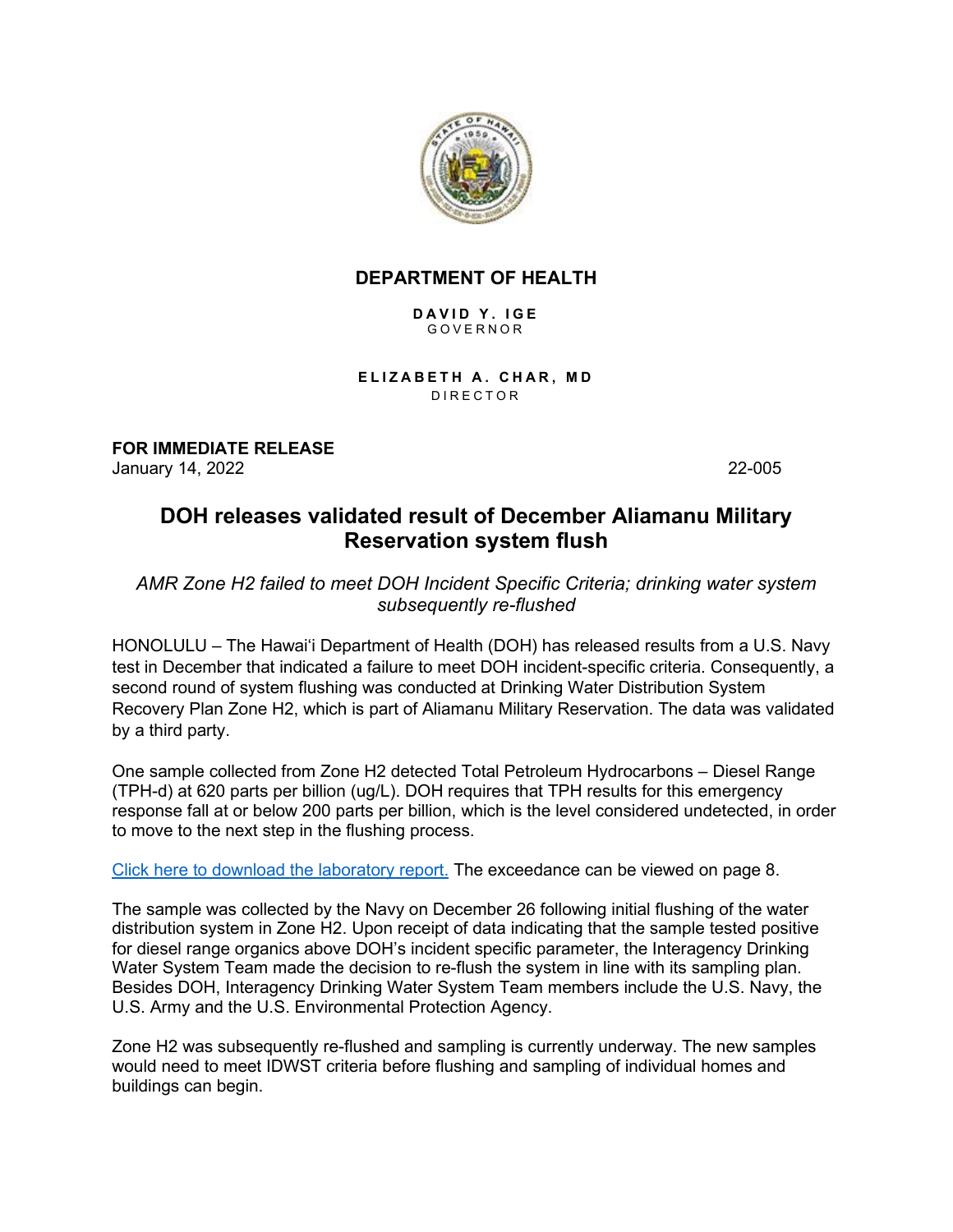**DEPARTMENT OF HEALTH**

**DAVID Y. IGE**
GOVERNOR

**ELIZABETH A. CHAR, MD**
DIRECTOR

**FOR IMMEDIATE RELEASE**
January 14, 2022 22-005

# DOH releases validated result of December Aliamanu Military Reservation system flush

*AMR Zone H2 failed to meet DOH Incident Specific Criteria; drinking water system subsequently re-flushed*

HONOLULU – The Hawai‘i Department of Health (DOH) has released results from a U.S. Navy test in December that indicated a failure to meet DOH incident-specific criteria. Consequently, a second round of system flushing was conducted at Drinking Water Distribution System Recovery Plan Zone H2, which is part of Aliamanu Military Reservation. The data was validated by a third party.

One sample collected from Zone H2 detected Total Petroleum Hydrocarbons – Diesel Range (TPH-d) at 620 parts per billion (ug/L). DOH requires that TPH results for this emergency response fall at or below 200 parts per billion, which is the level considered undetected, in order to move to the next step in the flushing process.

Click here to download the laboratory report. The exceedance can be viewed on page 8.

The sample was collected by the Navy on December 26 following initial flushing of the water distribution system in Zone H2. Upon receipt of data indicating that the sample tested positive for diesel range organics above DOH's incident specific parameter, the Interagency Drinking Water System Team made the decision to re-flush the system in line with its sampling plan. Besides DOH, Interagency Drinking Water System Team members include the U.S. Navy, the U.S. Army and the U.S. Environmental Protection Agency.

Zone H2 was subsequently re-flushed and sampling is currently underway. The new samples would need to meet IDWST criteria before flushing and sampling of individual homes and buildings can begin.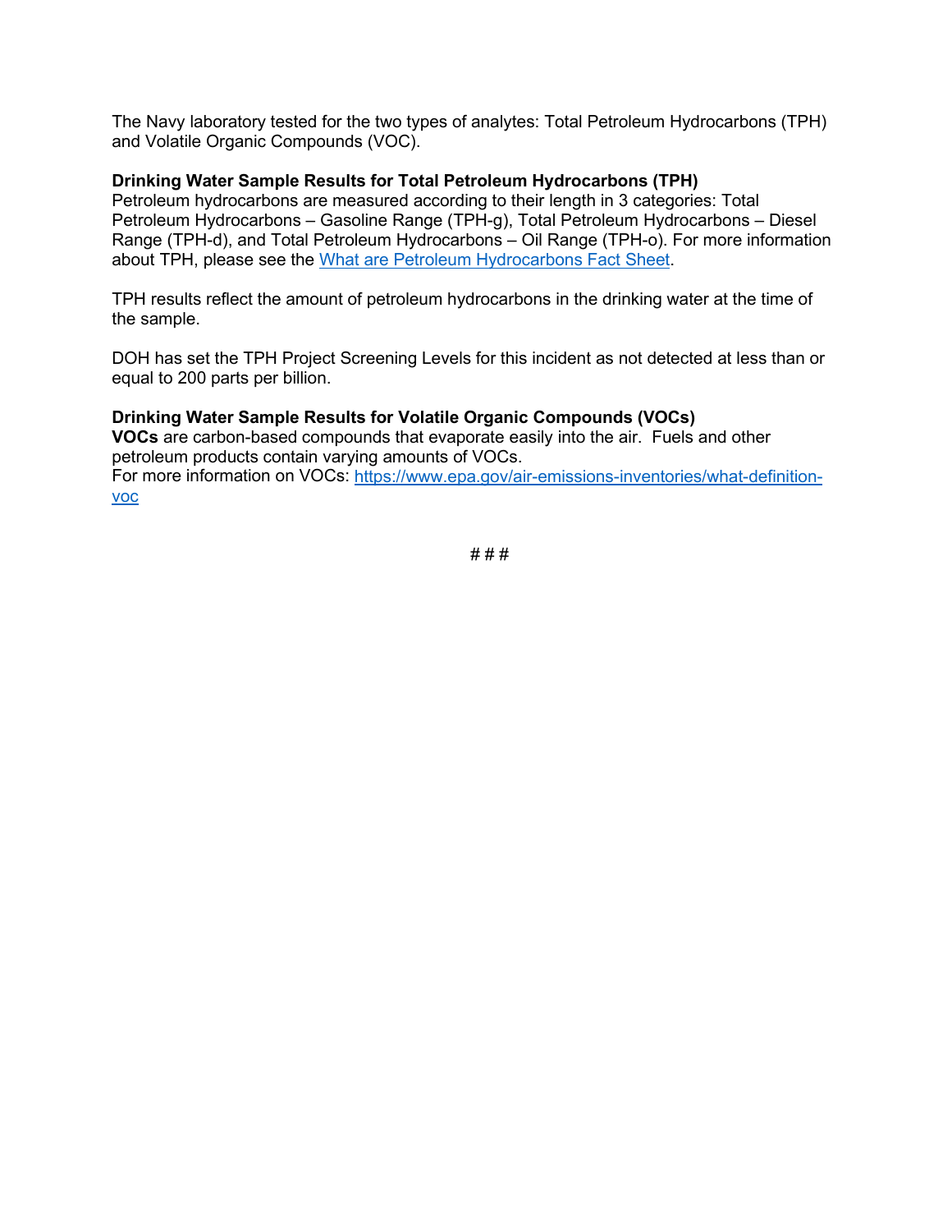The Navy laboratory tested for the two types of analytes: Total Petroleum Hydrocarbons (TPH) and Volatile Organic Compounds (VOC).

**Drinking Water Sample Results for Total Petroleum Hydrocarbons (TPH)**
Petroleum hydrocarbons are measured according to their length in 3 categories: Total Petroleum Hydrocarbons – Gasoline Range (TPH-g), Total Petroleum Hydrocarbons – Diesel Range (TPH-d), and Total Petroleum Hydrocarbons – Oil Range (TPH-o). For more information about TPH, please see the [What are Petroleum Hydrocarbons Fact Sheet]().

TPH results reflect the amount of petroleum hydrocarbons in the drinking water at the time of the sample.

DOH has set the TPH Project Screening Levels for this incident as not detected at less than or equal to 200 parts per billion.

**Drinking Water Sample Results for Volatile Organic Compounds (VOCs)**
**VOCs** are carbon-based compounds that evaporate easily into the air. Fuels and other petroleum products contain varying amounts of VOCs.
For more information on VOCs: https://www.epa.gov/air-emissions-inventories/what-definition-voc

# # #